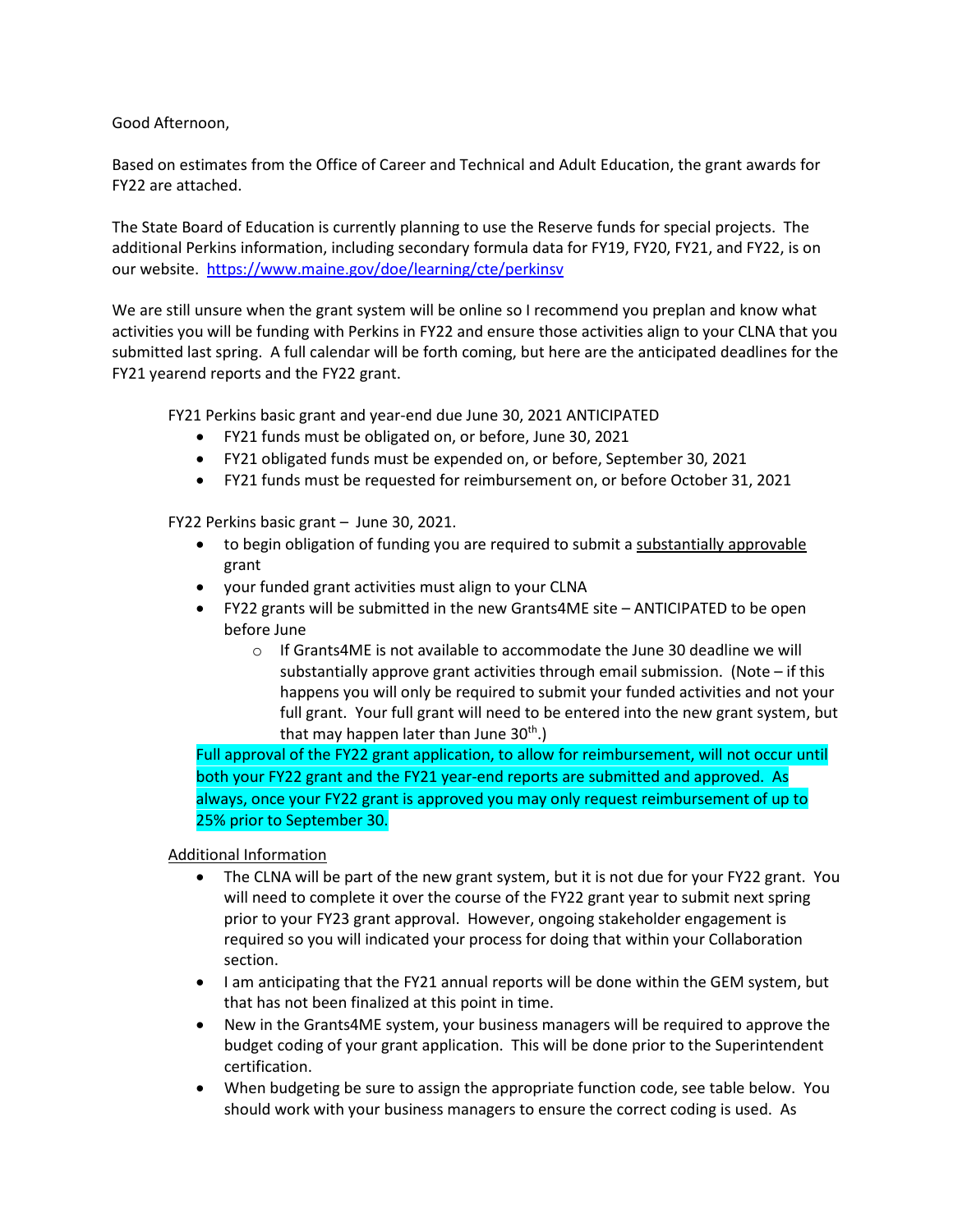Good Afternoon,

Based on estimates from the Office of Career and Technical and Adult Education, the grant awards for FY22 are attached.

The State Board of Education is currently planning to use the Reserve funds for special projects. The additional Perkins information, including secondary formula data for FY19, FY20, FY21, and FY22, is on our website. https://www.maine.gov/doe/learning/cte/perkinsv

We are still unsure when the grant system will be online so I recommend you preplan and know what activities you will be funding with Perkins in FY22 and ensure those activities align to your CLNA that you submitted last spring. A full calendar will be forth coming, but here are the anticipated deadlines for the FY21 yearend reports and the FY22 grant.

FY21 Perkins basic grant and year-end due June 30, 2021 ANTICIPATED

- FY21 funds must be obligated on, or before, June 30, 2021
- FY21 obligated funds must be expended on, or before, September 30, 2021
- FY21 funds must be requested for reimbursement on, or before October 31, 2021

FY22 Perkins basic grant – June 30, 2021.

- to begin obligation of funding you are required to submit a substantially approvable grant
- your funded grant activities must align to your CLNA
- FY22 grants will be submitted in the new Grants4ME site – ANTICIPATED to be open before June
    - If Grants4ME is not available to accommodate the June 30 deadline we will substantially approve grant activities through email submission. (Note – if this happens you will only be required to submit your funded activities and not your full grant. Your full grant will need to be entered into the new grant system, but that may happen later than June 30th.)

Full approval of the FY22 grant application, to allow for reimbursement, will not occur until both your FY22 grant and the FY21 year-end reports are submitted and approved. As always, once your FY22 grant is approved you may only request reimbursement of up to 25% prior to September 30.

Additional Information

- The CLNA will be part of the new grant system, but it is not due for your FY22 grant. You will need to complete it over the course of the FY22 grant year to submit next spring prior to your FY23 grant approval. However, ongoing stakeholder engagement is required so you will indicated your process for doing that within your Collaboration section.
- I am anticipating that the FY21 annual reports will be done within the GEM system, but that has not been finalized at this point in time.
- New in the Grants4ME system, your business managers will be required to approve the budget coding of your grant application. This will be done prior to the Superintendent certification.
- When budgeting be sure to assign the appropriate function code, see table below. You should work with your business managers to ensure the correct coding is used. As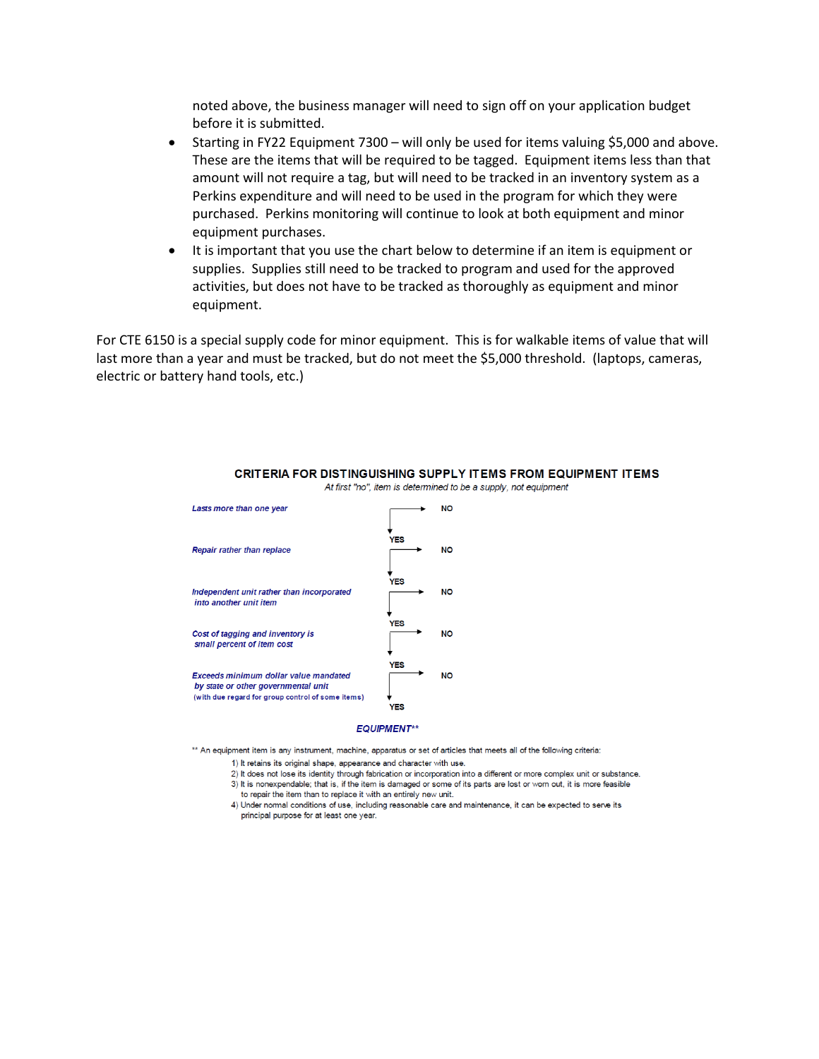noted above, the business manager will need to sign off on your application budget before it is submitted.

- Starting in FY22 Equipment 7300 – will only be used for items valuing $5,000 and above. These are the items that will be required to be tagged. Equipment items less than that amount will not require a tag, but will need to be tracked in an inventory system as a Perkins expenditure and will need to be used in the program for which they were purchased. Perkins monitoring will continue to look at both equipment and minor equipment purchases.
- It is important that you use the chart below to determine if an item is equipment or supplies. Supplies still need to be tracked to program and used for the approved activities, but does not have to be tracked as thoroughly as equipment and minor equipment.

For CTE 6150 is a special supply code for minor equipment. This is for walkable items of value that will last more than a year and must be tracked, but do not meet the $5,000 threshold. (laptops, cameras, electric or battery hand tools, etc.)

**CRITERIA FOR DISTINGUISHING SUPPLY ITEMS FROM EQUIPMENT ITEMS**

*At first "no", item is determined to be a supply, not equipment*

| Criterion | If YES | If NO |
|---|---|---|
| *Lasts more than one year* | YES ↓ | NO |
| *Repair rather than replace* | YES ↓ | NO |
| *Independent unit rather than incorporated into another unit item* | YES ↓ | NO |
| *Cost of tagging and inventory is small percent of item cost* | YES ↓ | NO |
| *Exceeds minimum dollar value mandated by state or other governmental unit* (with due regard for group control of some items) | YES ↓ | NO |

***EQUIPMENT*****

** An equipment item is any instrument, machine, apparatus or set of articles that meets all of the following criteria:

1) It retains its original shape, appearance and character with use.
2) It does not lose its identity through fabrication or incorporation into a different or more complex unit or substance.
3) It is nonexpendable; that is, if the item is damaged or some of its parts are lost or worn out, it is more feasible to repair the item than to replace it with an entirely new unit.
4) Under normal conditions of use, including reasonable care and maintenance, it can be expected to serve its principal purpose for at least one year.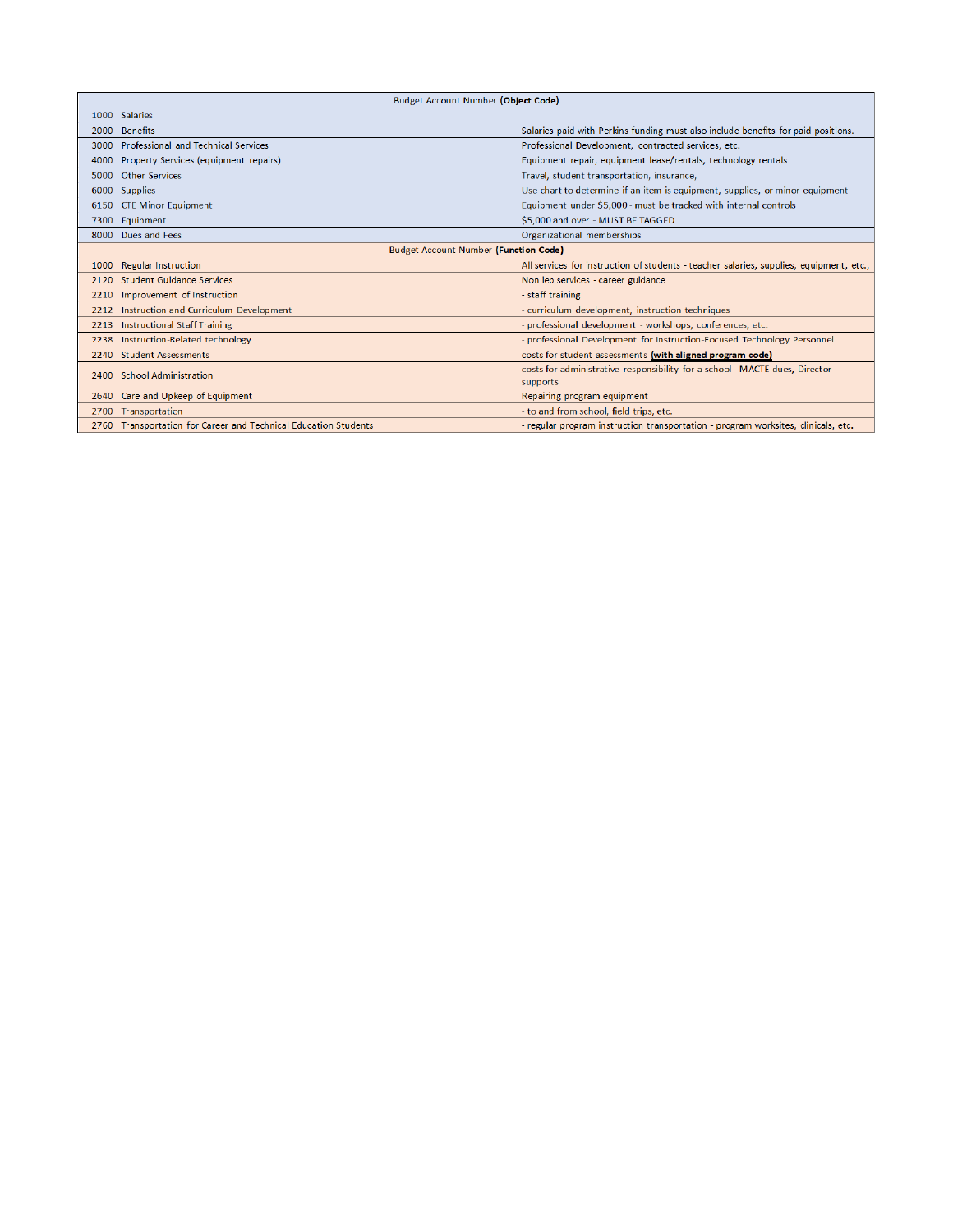| | | |
|---|---|---|
| | **Budget Account Number (Object Code)** | |
| 1000 | Salaries | |
| 2000 | Benefits | Salaries paid with Perkins funding must also include benefits for paid positions. |
| 3000 | Professional and Technical Services | Professional Development, contracted services, etc. |
| 4000 | Property Services (equipment repairs) | Equipment repair, equipment lease/rentals, technology rentals |
| 5000 | Other Services | Travel, student transportation, insurance, |
| 6000 | Supplies | Use chart to determine if an item is equipment, supplies, or minor equipment |
| 6150 | CTE Minor Equipment | Equipment under $5,000 - must be tracked with internal controls |
| 7300 | Equipment | $5,000 and over - MUST BE TAGGED |
| 8000 | Dues and Fees | Organizational memberships |
| | **Budget Account Number (Function Code)** | |
| 1000 | Regular Instruction | All services for instruction of students - teacher salaries, supplies, equipment, etc., |
| 2120 | Student Guidance Services | Non iep services - career guidance |
| 2210 | Improvement of Instruction | - staff training |
| 2212 | Instruction and Curriculum Development | - curriculum development, instruction techniques |
| 2213 | Instructional Staff Training | - professional development - workshops, conferences, etc. |
| 2238 | Instruction-Related technology | - professional Development for Instruction-Focused Technology Personnel |
| 2240 | Student Assessments | costs for student assessments **(with aligned program code)** |
| 2400 | School Administration | costs for administrative responsibility for a school - MACTE dues, Director supports |
| 2640 | Care and Upkeep of Equipment | Repairing program equipment |
| 2700 | Transportation | - to and from school, field trips, etc. |
| 2760 | Transportation for Career and Technical Education Students | - regular program instruction transportation - program worksites, clinicals, etc. |